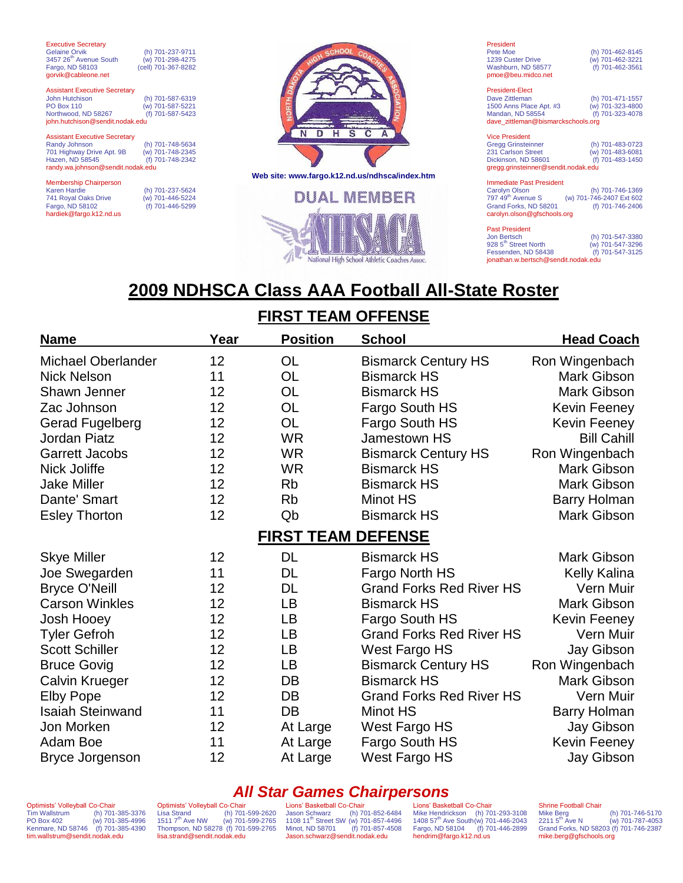Executive Secretary
Gelaine Orvik (h) 701-237-9711
3457 26th Avenue South (w) 701-298-4275
Fargo, ND 58103 (cell) 701-367-8282
gorvik@cableone.net

Assistant Executive Secretary
John Hutchison (h) 701-587-6319
PO Box 110 (w) 701-587-5221
Northwood, ND 58267 (f) 701-587-5423
john.hutchison@sendit.nodak.edu

Assistant Executive Secretary
Randy Johnson (h) 701-748-5634
701 Highway Drive Apt. 9B (w) 701-748-2345
Hazen, ND 58545 (f) 701-748-2342
randy.wa.johnson@sendit.nodak.edu

Membership Chairperson
Karen Hardie (h) 701-237-5624
741 Royal Oaks Drive (w) 701-446-5224
Fargo, ND 58102 (f) 701-446-5299
hardiek@fargo.k12.nd.us

NORTH DAKOTA HIGH SCHOOL COACHES ASSOCIATION — NDHSCA

Web site: www.fargo.k12.nd.us/ndhsca/index.htm

DUAL MEMBER — NHSACA — National High School Athletic Coaches Assoc.

President
Pete Moe (h) 701-462-8145
1239 Custer Drive (w) 701-462-3221
Washburn, ND 58577 (f) 701-462-3561
pmoe@beu.midco.net

President-Elect
Dave Zittleman (h) 701-471-1557
1500 Anns Place Apt. #3 (w) 701-323-4800
Mandan, ND 58554 (f) 701-323-4078
dave_zittleman@bismarckschools.org

Vice President
Gregg Grinsteinner (h) 701-483-0723
231 Carlson Street (w) 701-483-6081
Dickinson, ND 58601 (f) 701-483-1450
gregg.grinsteinner@sendit.nodak.edu

Immediate Past President
Carolyn Olson (h) 701-746-1369
797 49th Avenue S (w) 701-746-2407 Ext 602
Grand Forks, ND 58201 (f) 701-746-2406
carolyn.olson@gfschools.org

Past President
Jon Bertsch (h) 701-547-3380
928 5th Street North (w) 701-547-3296
Fessenden, ND 58438 (f) 701-547-3125
jonathan.w.bertsch@sendit.nodak.edu

# 2009 NDHSCA Class AAA Football All-State Roster

## FIRST TEAM OFFENSE

| Name | Year | Position | School | Head Coach |
|---|---|---|---|---|
| Michael Oberlander | 12 | OL | Bismarck Century HS | Ron Wingenbach |
| Nick Nelson | 11 | OL | Bismarck HS | Mark Gibson |
| Shawn Jenner | 12 | OL | Bismarck HS | Mark Gibson |
| Zac Johnson | 12 | OL | Fargo South HS | Kevin Feeney |
| Gerad Fugelberg | 12 | OL | Fargo South HS | Kevin Feeney |
| Jordan Piatz | 12 | WR | Jamestown HS | Bill Cahill |
| Garrett Jacobs | 12 | WR | Bismarck Century HS | Ron Wingenbach |
| Nick Joliffe | 12 | WR | Bismarck HS | Mark Gibson |
| Jake Miller | 12 | Rb | Bismarck HS | Mark Gibson |
| Dante' Smart | 12 | Rb | Minot HS | Barry Holman |
| Esley Thorton | 12 | Qb | Bismarck HS | Mark Gibson |

## FIRST TEAM DEFENSE

| Name | Year | Position | School | Head Coach |
|---|---|---|---|---|
| Skye Miller | 12 | DL | Bismarck HS | Mark Gibson |
| Joe Swegarden | 11 | DL | Fargo North HS | Kelly Kalina |
| Bryce O'Neill | 12 | DL | Grand Forks Red River HS | Vern Muir |
| Carson Winkles | 12 | LB | Bismarck HS | Mark Gibson |
| Josh Hooey | 12 | LB | Fargo South HS | Kevin Feeney |
| Tyler Gefroh | 12 | LB | Grand Forks Red River HS | Vern Muir |
| Scott Schiller | 12 | LB | West Fargo HS | Jay Gibson |
| Bruce Govig | 12 | LB | Bismarck Century HS | Ron Wingenbach |
| Calvin Krueger | 12 | DB | Bismarck HS | Mark Gibson |
| Elby Pope | 12 | DB | Grand Forks Red River HS | Vern Muir |
| Isaiah Steinwand | 11 | DB | Minot HS | Barry Holman |
| Jon Morken | 12 | At Large | West Fargo HS | Jay Gibson |
| Adam Boe | 11 | At Large | Fargo South HS | Kevin Feeney |
| Bryce Jorgenson | 12 | At Large | West Fargo HS | Jay Gibson |

## *All Star Games Chairpersons*

Optimists' Volleyball Co-Chair
Tim Wallstrum (h) 701-385-3376
PO Box 402 (w) 701-385-4996
Kenmare, ND 58746 (f) 701-385-4390
tim.wallstrum@sendit.nodak.edu

Optimists' Volleyball Co-Chair
Lisa Strand (h) 701-599-2620
1511 7th Ave NW (w) 701-599-2765
Thompson, ND 58278 (f) 701-599-2765
lisa.strand@sendit.nodak.edu

Lions' Basketball Co-Chair
Jason Schwarz (h) 701-852-6484
1108 11th Street SW (w) 701-857-4496
Minot, ND 58701 (f) 701-857-4508
Jason.schwarz@sendit.nodak.edu

Lions' Basketball Co-Chair
Mike Hendrickson (h) 701-293-3108
1408 57th Ave South (w) 701-446-2043
Fargo, ND 58104 (f) 701-446-2899
hendrim@fargo.k12.nd.us

Shrine Football Chair
Mike Berg (h) 701-746-5170
2211 5th Ave N (w) 701-787-4053
Grand Forks, ND 58203 (f) 701-746-2387
mike.berg@gfschools.org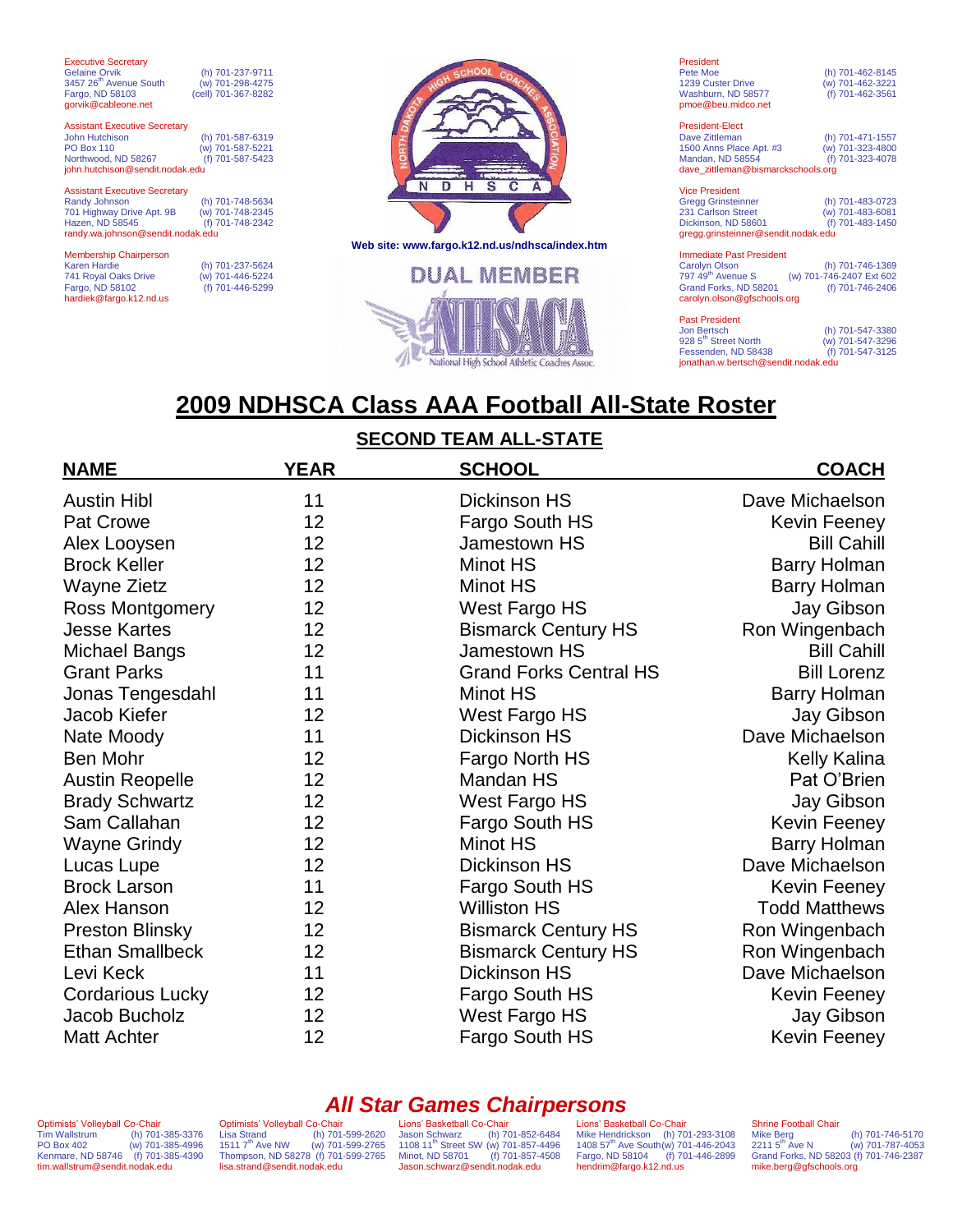Executive Secretary
Gelaine Orvik (h) 701-237-9711
3457 26th Avenue South (w) 701-298-4275
Fargo, ND 58103 (cell) 701-367-8282
gorvik@cableone.net

Assistant Executive Secretary
John Hutchison (h) 701-587-6319
PO Box 110 (w) 701-587-5221
Northwood, ND 58267 (f) 701-587-5423
john.hutchison@sendit.nodak.edu

Assistant Executive Secretary
Randy Johnson (h) 701-748-5634
701 Highway Drive Apt. 9B (w) 701-748-2345
Hazen, ND 58545 (f) 701-748-2342
randy.wa.johnson@sendit.nodak.edu

Membership Chairperson
Karen Hardie (h) 701-237-5624
741 Royal Oaks Drive (w) 701-446-5224
Fargo, ND 58102 (f) 701-446-5299
hardiek@fargo.k12.nd.us

NORTH DAKOTA HIGH SCHOOL COACHES ASSOCIATION
N D H S C A

**Web site: www.fargo.k12.nd.us/ndhsca/index.htm**

DUAL MEMBER
NHSACA
National High School Athletic Coaches Assoc.

President
Pete Moe (h) 701-462-8145
1239 Custer Drive (w) 701-462-3221
Washburn, ND 58577 (f) 701-462-3561
pmoe@beu.midco.net

President-Elect
Dave Zittleman (h) 701-471-1557
1500 Anns Place Apt. #3 (w) 701-323-4800
Mandan, ND 58554 (f) 701-323-4078
dave_zittleman@bismarckschools.org

Vice President
Gregg Grinsteinner (h) 701-483-0723
231 Carlson Street (w) 701-483-6081
Dickinson, ND 58601 (f) 701-483-1450
gregg.grinsteinner@sendit.nodak.edu

Immediate Past President
Carolyn Olson (h) 701-746-1369
797 49th Avenue S (w) 701-746-2407 Ext 602
Grand Forks, ND 58201 (f) 701-746-2406
carolyn.olson@gfschools.org

Past President
Jon Bertsch (h) 701-547-3380
928 5th Street North (w) 701-547-3296
Fessenden, ND 58438 (f) 701-547-3125
jonathan.w.bertsch@sendit.nodak.edu

# 2009 NDHSCA Class AAA Football All-State Roster

## SECOND TEAM ALL-STATE

| NAME | YEAR | SCHOOL | COACH |
|---|---|---|---|
| Austin Hibl | 11 | Dickinson HS | Dave Michaelson |
| Pat Crowe | 12 | Fargo South HS | Kevin Feeney |
| Alex Looysen | 12 | Jamestown HS | Bill Cahill |
| Brock Keller | 12 | Minot HS | Barry Holman |
| Wayne Zietz | 12 | Minot HS | Barry Holman |
| Ross Montgomery | 12 | West Fargo HS | Jay Gibson |
| Jesse Kartes | 12 | Bismarck Century HS | Ron Wingenbach |
| Michael Bangs | 12 | Jamestown HS | Bill Cahill |
| Grant Parks | 11 | Grand Forks Central HS | Bill Lorenz |
| Jonas Tengesdahl | 11 | Minot HS | Barry Holman |
| Jacob Kiefer | 12 | West Fargo HS | Jay Gibson |
| Nate Moody | 11 | Dickinson HS | Dave Michaelson |
| Ben Mohr | 12 | Fargo North HS | Kelly Kalina |
| Austin Reopelle | 12 | Mandan HS | Pat O'Brien |
| Brady Schwartz | 12 | West Fargo HS | Jay Gibson |
| Sam Callahan | 12 | Fargo South HS | Kevin Feeney |
| Wayne Grindy | 12 | Minot HS | Barry Holman |
| Lucas Lupe | 12 | Dickinson HS | Dave Michaelson |
| Brock Larson | 11 | Fargo South HS | Kevin Feeney |
| Alex Hanson | 12 | Williston HS | Todd Matthews |
| Preston Blinsky | 12 | Bismarck Century HS | Ron Wingenbach |
| Ethan Smallbeck | 12 | Bismarck Century HS | Ron Wingenbach |
| Levi Keck | 11 | Dickinson HS | Dave Michaelson |
| Cordarious Lucky | 12 | Fargo South HS | Kevin Feeney |
| Jacob Bucholz | 12 | West Fargo HS | Jay Gibson |
| Matt Achter | 12 | Fargo South HS | Kevin Feeney |

## *All Star Games Chairpersons*

Optimists' Volleyball Co-Chair
Tim Wallstrum (h) 701-385-3376
PO Box 402 (w) 701-385-4996
Kenmare, ND 58746 (f) 701-385-4390
tim.wallstrum@sendit.nodak.edu

Optimists' Volleyball Co-Chair
Lisa Strand (h) 701-599-2620
1511 7th Ave NW (w) 701-599-2765
Thompson, ND 58278 (f) 701-599-2765
lisa.strand@sendit.nodak.edu

Lions' Basketball Co-Chair
Jason Schwarz (h) 701-852-6484
1108 11th Street SW (w) 701-857-4496
Minot, ND 58701 (f) 701-857-4508
Jason.schwarz@sendit.nodak.edu

Lions' Basketball Co-Chair
Mike Hendrickson (h) 701-293-3108
1408 57th Ave South (w) 701-446-2043
Fargo, ND 58104 (f) 701-446-2899
hendrim@fargo.k12.nd.us

Shrine Football Chair
Mike Berg (h) 701-746-5170
2211 5th Ave N (w) 701-787-4053
Grand Forks, ND 58203 (f) 701-746-2387
mike.berg@gfschools.org